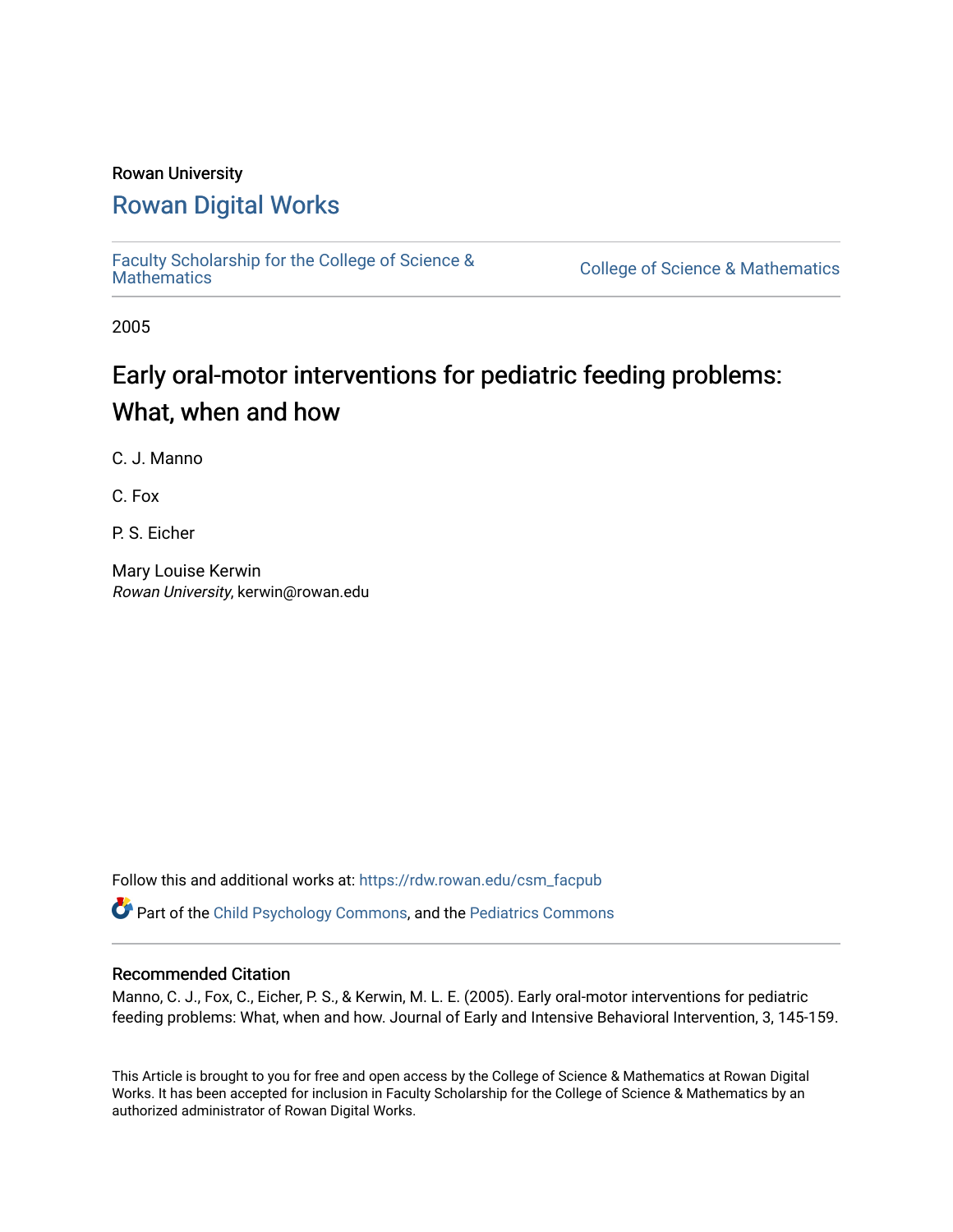Rowan University

# Rowan Digital Works

Faculty Scholarship for the College of Science & Mathematics

College of Science & Mathematics

2005

# Early oral-motor interventions for pediatric feeding problems: What, when and how

C. J. Manno

C. Fox

P. S. Eicher

Mary Louise Kerwin
*Rowan University*, kerwin@rowan.edu

Follow this and additional works at: https://rdw.rowan.edu/csm_facpub

Part of the Child Psychology Commons, and the Pediatrics Commons

## Recommended Citation

Manno, C. J., Fox, C., Eicher, P. S., & Kerwin, M. L. E. (2005). Early oral-motor interventions for pediatric feeding problems: What, when and how. Journal of Early and Intensive Behavioral Intervention, 3, 145-159.

This Article is brought to you for free and open access by the College of Science & Mathematics at Rowan Digital Works. It has been accepted for inclusion in Faculty Scholarship for the College of Science & Mathematics by an authorized administrator of Rowan Digital Works.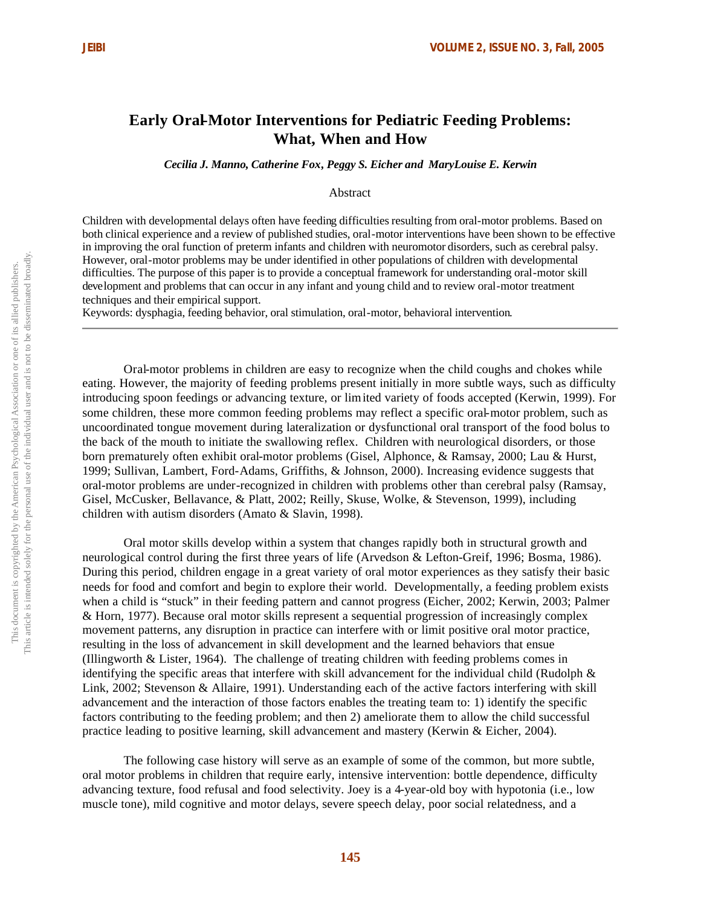# Early Oral-Motor Interventions for Pediatric Feeding Problems: What, When and How

***Cecilia J. Manno, Catherine Fox, Peggy S. Eicher and MaryLouise E. Kerwin***

## Abstract

Children with developmental delays often have feeding difficulties resulting from oral-motor problems. Based on both clinical experience and a review of published studies, oral-motor interventions have been shown to be effective in improving the oral function of preterm infants and children with neuromotor disorders, such as cerebral palsy. However, oral-motor problems may be under identified in other populations of children with developmental difficulties. The purpose of this paper is to provide a conceptual framework for understanding oral-motor skill development and problems that can occur in any infant and young child and to review oral-motor treatment techniques and their empirical support.

Keywords: dysphagia, feeding behavior, oral stimulation, oral-motor, behavioral intervention.

---

Oral-motor problems in children are easy to recognize when the child coughs and chokes while eating. However, the majority of feeding problems present initially in more subtle ways, such as difficulty introducing spoon feedings or advancing texture, or limited variety of foods accepted (Kerwin, 1999). For some children, these more common feeding problems may reflect a specific oral-motor problem, such as uncoordinated tongue movement during lateralization or dysfunctional oral transport of the food bolus to the back of the mouth to initiate the swallowing reflex. Children with neurological disorders, or those born prematurely often exhibit oral-motor problems (Gisel, Alphonce, & Ramsay, 2000; Lau & Hurst, 1999; Sullivan, Lambert, Ford-Adams, Griffiths, & Johnson, 2000). Increasing evidence suggests that oral-motor problems are under-recognized in children with problems other than cerebral palsy (Ramsay, Gisel, McCusker, Bellavance, & Platt, 2002; Reilly, Skuse, Wolke, & Stevenson, 1999), including children with autism disorders (Amato & Slavin, 1998).

Oral motor skills develop within a system that changes rapidly both in structural growth and neurological control during the first three years of life (Arvedson & Lefton-Greif, 1996; Bosma, 1986). During this period, children engage in a great variety of oral motor experiences as they satisfy their basic needs for food and comfort and begin to explore their world. Developmentally, a feeding problem exists when a child is "stuck" in their feeding pattern and cannot progress (Eicher, 2002; Kerwin, 2003; Palmer & Horn, 1977). Because oral motor skills represent a sequential progression of increasingly complex movement patterns, any disruption in practice can interfere with or limit positive oral motor practice, resulting in the loss of advancement in skill development and the learned behaviors that ensue (Illingworth & Lister, 1964). The challenge of treating children with feeding problems comes in identifying the specific areas that interfere with skill advancement for the individual child (Rudolph & Link, 2002; Stevenson & Allaire, 1991). Understanding each of the active factors interfering with skill advancement and the interaction of those factors enables the treating team to: 1) identify the specific factors contributing to the feeding problem; and then 2) ameliorate them to allow the child successful practice leading to positive learning, skill advancement and mastery (Kerwin & Eicher, 2004).

The following case history will serve as an example of some of the common, but more subtle, oral motor problems in children that require early, intensive intervention: bottle dependence, difficulty advancing texture, food refusal and food selectivity. Joey is a 4-year-old boy with hypotonia (i.e., low muscle tone), mild cognitive and motor delays, severe speech delay, poor social relatedness, and a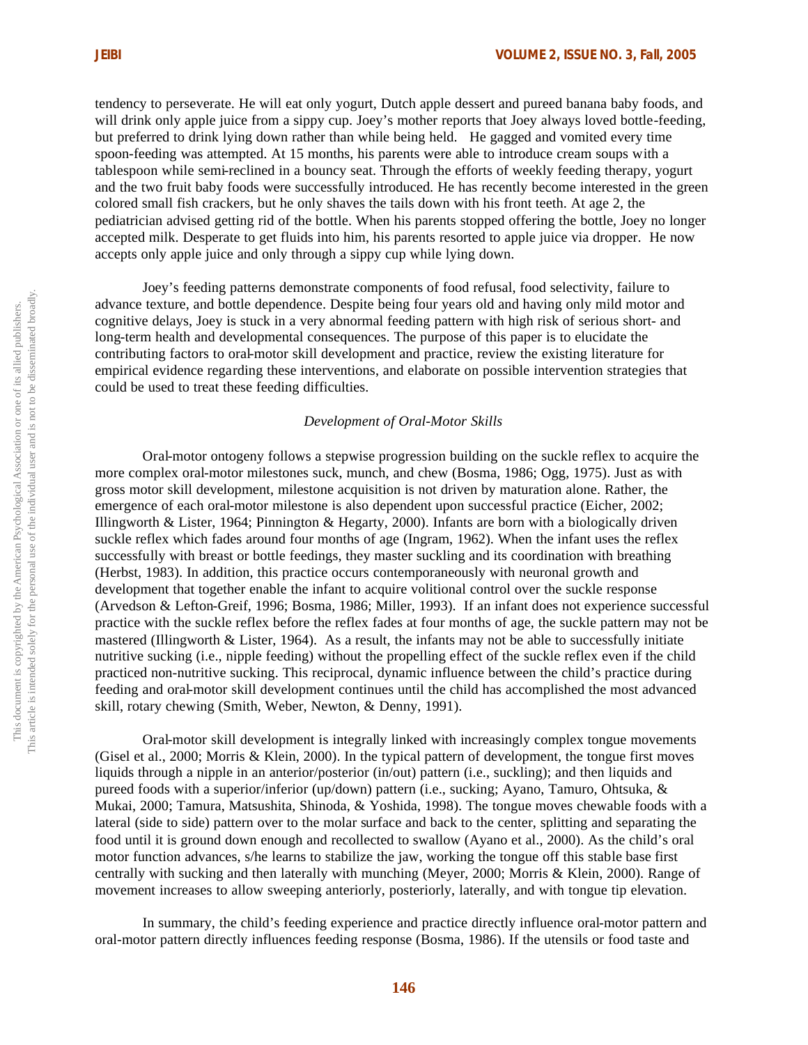tendency to perseverate. He will eat only yogurt, Dutch apple dessert and pureed banana baby foods, and will drink only apple juice from a sippy cup. Joey's mother reports that Joey always loved bottle-feeding, but preferred to drink lying down rather than while being held. He gagged and vomited every time spoon-feeding was attempted. At 15 months, his parents were able to introduce cream soups with a tablespoon while semi-reclined in a bouncy seat. Through the efforts of weekly feeding therapy, yogurt and the two fruit baby foods were successfully introduced. He has recently become interested in the green colored small fish crackers, but he only shaves the tails down with his front teeth. At age 2, the pediatrician advised getting rid of the bottle. When his parents stopped offering the bottle, Joey no longer accepted milk. Desperate to get fluids into him, his parents resorted to apple juice via dropper. He now accepts only apple juice and only through a sippy cup while lying down.

Joey's feeding patterns demonstrate components of food refusal, food selectivity, failure to advance texture, and bottle dependence. Despite being four years old and having only mild motor and cognitive delays, Joey is stuck in a very abnormal feeding pattern with high risk of serious short- and long-term health and developmental consequences. The purpose of this paper is to elucidate the contributing factors to oral-motor skill development and practice, review the existing literature for empirical evidence regarding these interventions, and elaborate on possible intervention strategies that could be used to treat these feeding difficulties.

### *Development of Oral-Motor Skills*

Oral-motor ontogeny follows a stepwise progression building on the suckle reflex to acquire the more complex oral-motor milestones suck, munch, and chew (Bosma, 1986; Ogg, 1975). Just as with gross motor skill development, milestone acquisition is not driven by maturation alone. Rather, the emergence of each oral-motor milestone is also dependent upon successful practice (Eicher, 2002; Illingworth & Lister, 1964; Pinnington & Hegarty, 2000). Infants are born with a biologically driven suckle reflex which fades around four months of age (Ingram, 1962). When the infant uses the reflex successfully with breast or bottle feedings, they master suckling and its coordination with breathing (Herbst, 1983). In addition, this practice occurs contemporaneously with neuronal growth and development that together enable the infant to acquire volitional control over the suckle response (Arvedson & Lefton-Greif, 1996; Bosma, 1986; Miller, 1993). If an infant does not experience successful practice with the suckle reflex before the reflex fades at four months of age, the suckle pattern may not be mastered (Illingworth & Lister, 1964). As a result, the infants may not be able to successfully initiate nutritive sucking (i.e., nipple feeding) without the propelling effect of the suckle reflex even if the child practiced non-nutritive sucking. This reciprocal, dynamic influence between the child's practice during feeding and oral-motor skill development continues until the child has accomplished the most advanced skill, rotary chewing (Smith, Weber, Newton, & Denny, 1991).

Oral-motor skill development is integrally linked with increasingly complex tongue movements (Gisel et al., 2000; Morris & Klein, 2000). In the typical pattern of development, the tongue first moves liquids through a nipple in an anterior/posterior (in/out) pattern (i.e., suckling); and then liquids and pureed foods with a superior/inferior (up/down) pattern (i.e., sucking; Ayano, Tamuro, Ohtsuka, & Mukai, 2000; Tamura, Matsushita, Shinoda, & Yoshida, 1998). The tongue moves chewable foods with a lateral (side to side) pattern over to the molar surface and back to the center, splitting and separating the food until it is ground down enough and recollected to swallow (Ayano et al., 2000). As the child's oral motor function advances, s/he learns to stabilize the jaw, working the tongue off this stable base first centrally with sucking and then laterally with munching (Meyer, 2000; Morris & Klein, 2000). Range of movement increases to allow sweeping anteriorly, posteriorly, laterally, and with tongue tip elevation.

In summary, the child's feeding experience and practice directly influence oral-motor pattern and oral-motor pattern directly influences feeding response (Bosma, 1986). If the utensils or food taste and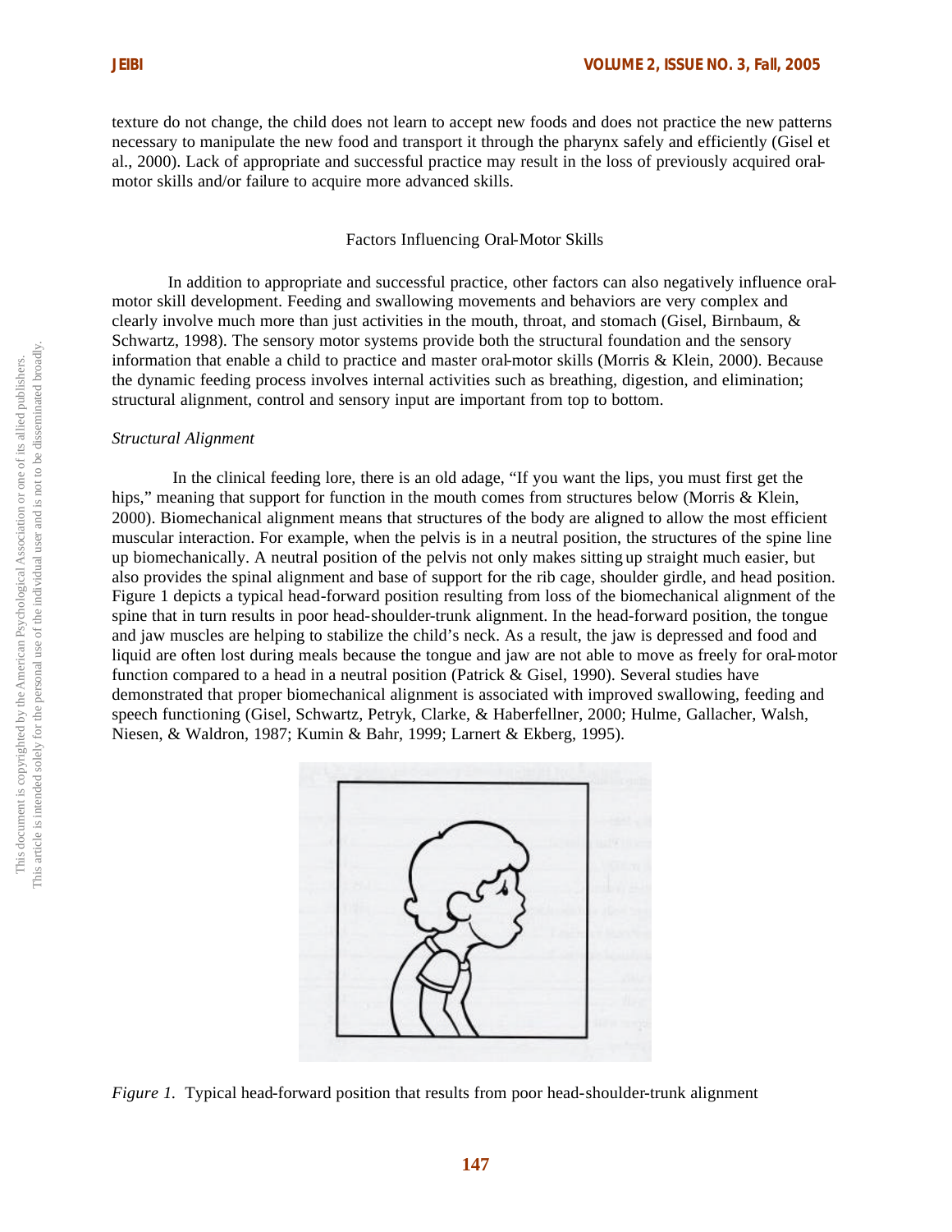texture do not change, the child does not learn to accept new foods and does not practice the new patterns necessary to manipulate the new food and transport it through the pharynx safely and efficiently (Gisel et al., 2000). Lack of appropriate and successful practice may result in the loss of previously acquired oral-motor skills and/or failure to acquire more advanced skills.

## Factors Influencing Oral-Motor Skills

In addition to appropriate and successful practice, other factors can also negatively influence oral-motor skill development. Feeding and swallowing movements and behaviors are very complex and clearly involve much more than just activities in the mouth, throat, and stomach (Gisel, Birnbaum, & Schwartz, 1998). The sensory motor systems provide both the structural foundation and the sensory information that enable a child to practice and master oral-motor skills (Morris & Klein, 2000). Because the dynamic feeding process involves internal activities such as breathing, digestion, and elimination; structural alignment, control and sensory input are important from top to bottom.

### *Structural Alignment*

In the clinical feeding lore, there is an old adage, "If you want the lips, you must first get the hips," meaning that support for function in the mouth comes from structures below (Morris & Klein, 2000). Biomechanical alignment means that structures of the body are aligned to allow the most efficient muscular interaction. For example, when the pelvis is in a neutral position, the structures of the spine line up biomechanically. A neutral position of the pelvis not only makes sitting up straight much easier, but also provides the spinal alignment and base of support for the rib cage, shoulder girdle, and head position. Figure 1 depicts a typical head-forward position resulting from loss of the biomechanical alignment of the spine that in turn results in poor head-shoulder-trunk alignment. In the head-forward position, the tongue and jaw muscles are helping to stabilize the child's neck. As a result, the jaw is depressed and food and liquid are often lost during meals because the tongue and jaw are not able to move as freely for oral-motor function compared to a head in a neutral position (Patrick & Gisel, 1990). Several studies have demonstrated that proper biomechanical alignment is associated with improved swallowing, feeding and speech functioning (Gisel, Schwartz, Petryk, Clarke, & Haberfellner, 2000; Hulme, Gallacher, Walsh, Niesen, & Waldron, 1987; Kumin & Bahr, 1999; Larnert & Ekberg, 1995).

*Figure 1.* Typical head-forward position that results from poor head-shoulder-trunk alignment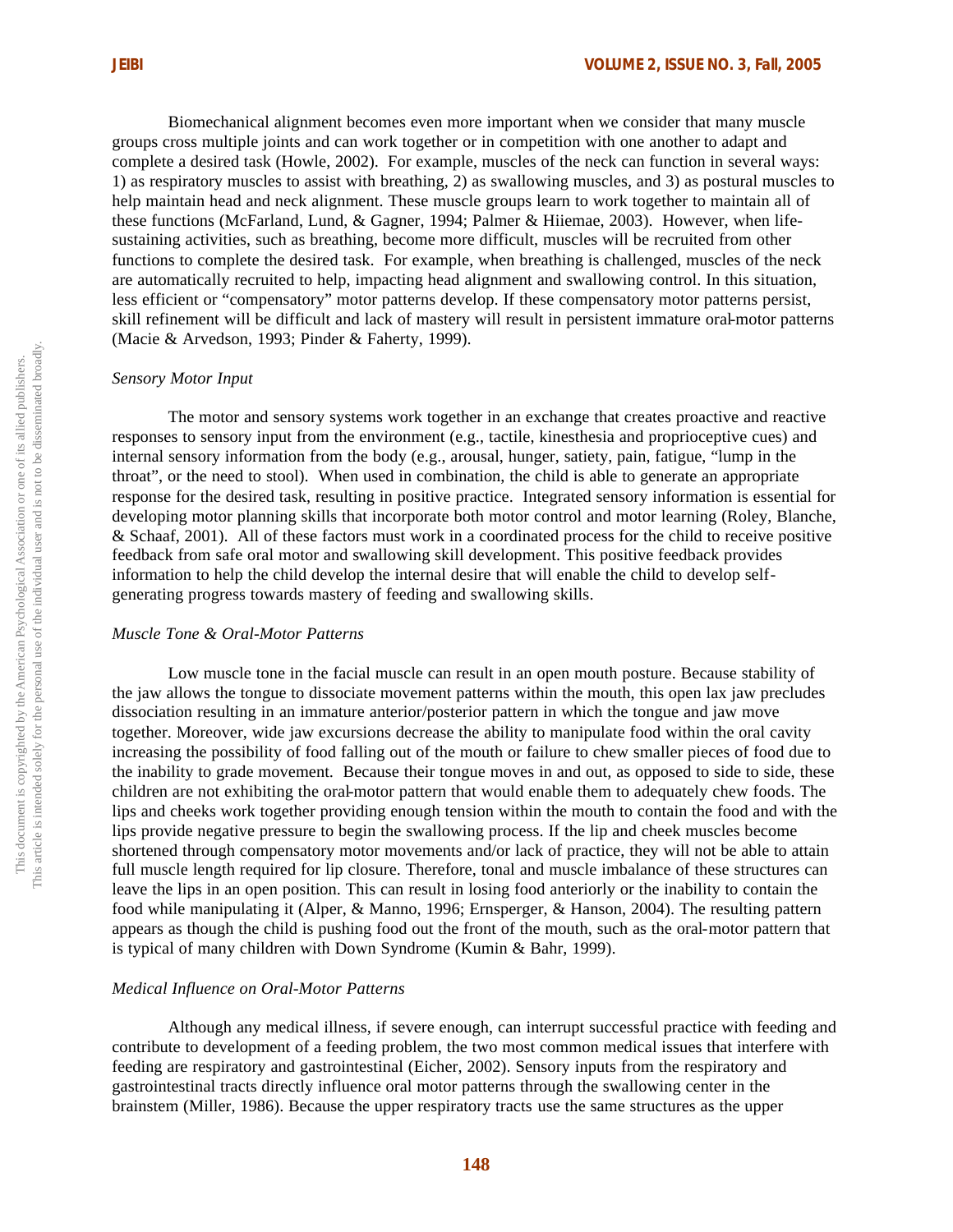Biomechanical alignment becomes even more important when we consider that many muscle groups cross multiple joints and can work together or in competition with one another to adapt and complete a desired task (Howle, 2002). For example, muscles of the neck can function in several ways: 1) as respiratory muscles to assist with breathing, 2) as swallowing muscles, and 3) as postural muscles to help maintain head and neck alignment. These muscle groups learn to work together to maintain all of these functions (McFarland, Lund, & Gagner, 1994; Palmer & Hiiemae, 2003). However, when life-sustaining activities, such as breathing, become more difficult, muscles will be recruited from other functions to complete the desired task. For example, when breathing is challenged, muscles of the neck are automatically recruited to help, impacting head alignment and swallowing control. In this situation, less efficient or "compensatory" motor patterns develop. If these compensatory motor patterns persist, skill refinement will be difficult and lack of mastery will result in persistent immature oral-motor patterns (Macie & Arvedson, 1993; Pinder & Faherty, 1999).

*Sensory Motor Input*

The motor and sensory systems work together in an exchange that creates proactive and reactive responses to sensory input from the environment (e.g., tactile, kinesthesia and proprioceptive cues) and internal sensory information from the body (e.g., arousal, hunger, satiety, pain, fatigue, "lump in the throat", or the need to stool). When used in combination, the child is able to generate an appropriate response for the desired task, resulting in positive practice. Integrated sensory information is essential for developing motor planning skills that incorporate both motor control and motor learning (Roley, Blanche, & Schaaf, 2001). All of these factors must work in a coordinated process for the child to receive positive feedback from safe oral motor and swallowing skill development. This positive feedback provides information to help the child develop the internal desire that will enable the child to develop self-generating progress towards mastery of feeding and swallowing skills.

*Muscle Tone & Oral-Motor Patterns*

Low muscle tone in the facial muscle can result in an open mouth posture. Because stability of the jaw allows the tongue to dissociate movement patterns within the mouth, this open lax jaw precludes dissociation resulting in an immature anterior/posterior pattern in which the tongue and jaw move together. Moreover, wide jaw excursions decrease the ability to manipulate food within the oral cavity increasing the possibility of food falling out of the mouth or failure to chew smaller pieces of food due to the inability to grade movement. Because their tongue moves in and out, as opposed to side to side, these children are not exhibiting the oral-motor pattern that would enable them to adequately chew foods. The lips and cheeks work together providing enough tension within the mouth to contain the food and with the lips provide negative pressure to begin the swallowing process. If the lip and cheek muscles become shortened through compensatory motor movements and/or lack of practice, they will not be able to attain full muscle length required for lip closure. Therefore, tonal and muscle imbalance of these structures can leave the lips in an open position. This can result in losing food anteriorly or the inability to contain the food while manipulating it (Alper, & Manno, 1996; Ernsperger, & Hanson, 2004). The resulting pattern appears as though the child is pushing food out the front of the mouth, such as the oral-motor pattern that is typical of many children with Down Syndrome (Kumin & Bahr, 1999).

*Medical Influence on Oral-Motor Patterns*

Although any medical illness, if severe enough, can interrupt successful practice with feeding and contribute to development of a feeding problem, the two most common medical issues that interfere with feeding are respiratory and gastrointestinal (Eicher, 2002). Sensory inputs from the respiratory and gastrointestinal tracts directly influence oral motor patterns through the swallowing center in the brainstem (Miller, 1986). Because the upper respiratory tracts use the same structures as the upper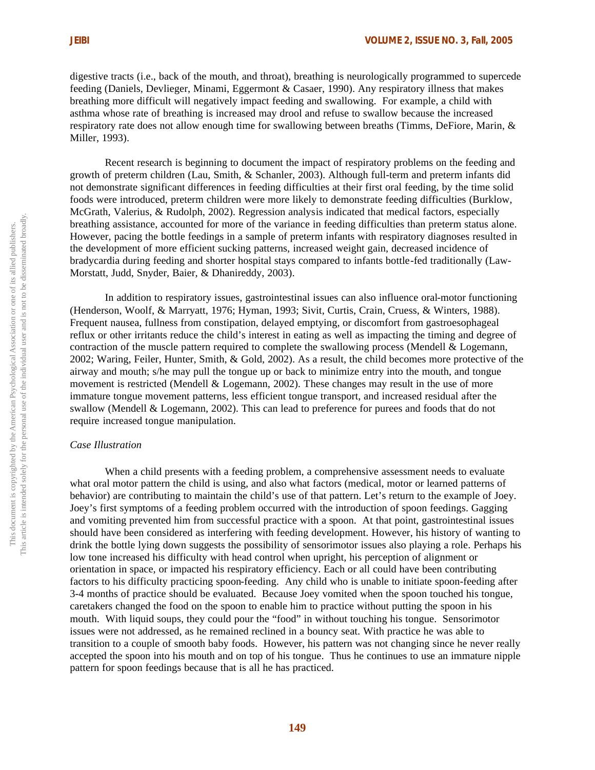digestive tracts (i.e., back of the mouth, and throat), breathing is neurologically programmed to supercede feeding (Daniels, Devlieger, Minami, Eggermont & Casaer, 1990). Any respiratory illness that makes breathing more difficult will negatively impact feeding and swallowing. For example, a child with asthma whose rate of breathing is increased may drool and refuse to swallow because the increased respiratory rate does not allow enough time for swallowing between breaths (Timms, DeFiore, Marin, & Miller, 1993).

Recent research is beginning to document the impact of respiratory problems on the feeding and growth of preterm children (Lau, Smith, & Schanler, 2003). Although full-term and preterm infants did not demonstrate significant differences in feeding difficulties at their first oral feeding, by the time solid foods were introduced, preterm children were more likely to demonstrate feeding difficulties (Burklow, McGrath, Valerius, & Rudolph, 2002). Regression analysis indicated that medical factors, especially breathing assistance, accounted for more of the variance in feeding difficulties than preterm status alone. However, pacing the bottle feedings in a sample of preterm infants with respiratory diagnoses resulted in the development of more efficient sucking patterns, increased weight gain, decreased incidence of bradycardia during feeding and shorter hospital stays compared to infants bottle-fed traditionally (Law-Morstatt, Judd, Snyder, Baier, & Dhanireddy, 2003).

In addition to respiratory issues, gastrointestinal issues can also influence oral-motor functioning (Henderson, Woolf, & Marryatt, 1976; Hyman, 1993; Sivit, Curtis, Crain, Cruess, & Winters, 1988). Frequent nausea, fullness from constipation, delayed emptying, or discomfort from gastroesophageal reflux or other irritants reduce the child's interest in eating as well as impacting the timing and degree of contraction of the muscle pattern required to complete the swallowing process (Mendell & Logemann, 2002; Waring, Feiler, Hunter, Smith, & Gold, 2002). As a result, the child becomes more protective of the airway and mouth; s/he may pull the tongue up or back to minimize entry into the mouth, and tongue movement is restricted (Mendell & Logemann, 2002). These changes may result in the use of more immature tongue movement patterns, less efficient tongue transport, and increased residual after the swallow (Mendell & Logemann, 2002). This can lead to preference for purees and foods that do not require increased tongue manipulation.

*Case Illustration*

When a child presents with a feeding problem, a comprehensive assessment needs to evaluate what oral motor pattern the child is using, and also what factors (medical, motor or learned patterns of behavior) are contributing to maintain the child's use of that pattern. Let's return to the example of Joey. Joey's first symptoms of a feeding problem occurred with the introduction of spoon feedings. Gagging and vomiting prevented him from successful practice with a spoon. At that point, gastrointestinal issues should have been considered as interfering with feeding development. However, his history of wanting to drink the bottle lying down suggests the possibility of sensorimotor issues also playing a role. Perhaps his low tone increased his difficulty with head control when upright, his perception of alignment or orientation in space, or impacted his respiratory efficiency. Each or all could have been contributing factors to his difficulty practicing spoon-feeding. Any child who is unable to initiate spoon-feeding after 3-4 months of practice should be evaluated. Because Joey vomited when the spoon touched his tongue, caretakers changed the food on the spoon to enable him to practice without putting the spoon in his mouth. With liquid soups, they could pour the "food" in without touching his tongue. Sensorimotor issues were not addressed, as he remained reclined in a bouncy seat. With practice he was able to transition to a couple of smooth baby foods. However, his pattern was not changing since he never really accepted the spoon into his mouth and on top of his tongue. Thus he continues to use an immature nipple pattern for spoon feedings because that is all he has practiced.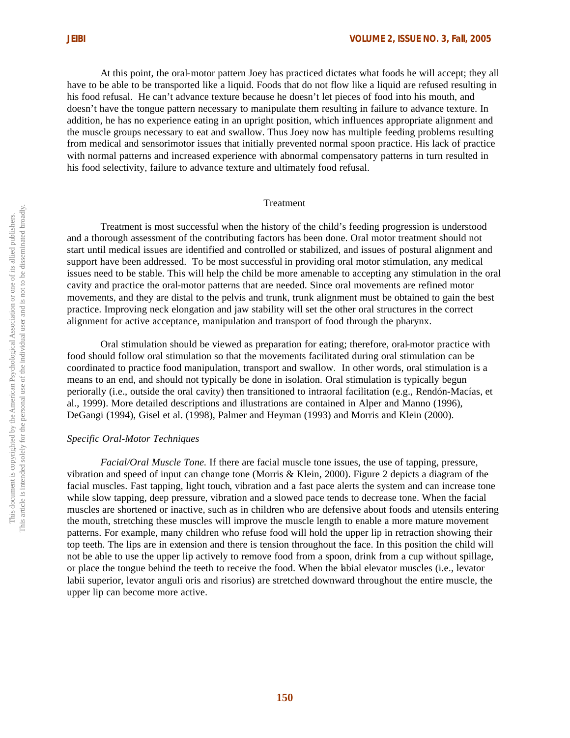At this point, the oral-motor pattern Joey has practiced dictates what foods he will accept; they all have to be able to be transported like a liquid. Foods that do not flow like a liquid are refused resulting in his food refusal. He can't advance texture because he doesn't let pieces of food into his mouth, and doesn't have the tongue pattern necessary to manipulate them resulting in failure to advance texture. In addition, he has no experience eating in an upright position, which influences appropriate alignment and the muscle groups necessary to eat and swallow. Thus Joey now has multiple feeding problems resulting from medical and sensorimotor issues that initially prevented normal spoon practice. His lack of practice with normal patterns and increased experience with abnormal compensatory patterns in turn resulted in his food selectivity, failure to advance texture and ultimately food refusal.

## Treatment

Treatment is most successful when the history of the child's feeding progression is understood and a thorough assessment of the contributing factors has been done. Oral motor treatment should not start until medical issues are identified and controlled or stabilized, and issues of postural alignment and support have been addressed. To be most successful in providing oral motor stimulation, any medical issues need to be stable. This will help the child be more amenable to accepting any stimulation in the oral cavity and practice the oral-motor patterns that are needed. Since oral movements are refined motor movements, and they are distal to the pelvis and trunk, trunk alignment must be obtained to gain the best practice. Improving neck elongation and jaw stability will set the other oral structures in the correct alignment for active acceptance, manipulation and transport of food through the pharynx.

Oral stimulation should be viewed as preparation for eating; therefore, oral-motor practice with food should follow oral stimulation so that the movements facilitated during oral stimulation can be coordinated to practice food manipulation, transport and swallow. In other words, oral stimulation is a means to an end, and should not typically be done in isolation. Oral stimulation is typically begun periorally (i.e., outside the oral cavity) then transitioned to intraoral facilitation (e.g., Rendón-Macías, et al., 1999). More detailed descriptions and illustrations are contained in Alper and Manno (1996), DeGangi (1994), Gisel et al. (1998), Palmer and Heyman (1993) and Morris and Klein (2000).

### *Specific Oral-Motor Techniques*

*Facial/Oral Muscle Tone.* If there are facial muscle tone issues, the use of tapping, pressure, vibration and speed of input can change tone (Morris & Klein, 2000). Figure 2 depicts a diagram of the facial muscles. Fast tapping, light touch, vibration and a fast pace alerts the system and can increase tone while slow tapping, deep pressure, vibration and a slowed pace tends to decrease tone. When the facial muscles are shortened or inactive, such as in children who are defensive about foods and utensils entering the mouth, stretching these muscles will improve the muscle length to enable a more mature movement patterns. For example, many children who refuse food will hold the upper lip in retraction showing their top teeth. The lips are in extension and there is tension throughout the face. In this position the child will not be able to use the upper lip actively to remove food from a spoon, drink from a cup without spillage, or place the tongue behind the teeth to receive the food. When the labial elevator muscles (i.e., levator labii superior, levator anguli oris and risorius) are stretched downward throughout the entire muscle, the upper lip can become more active.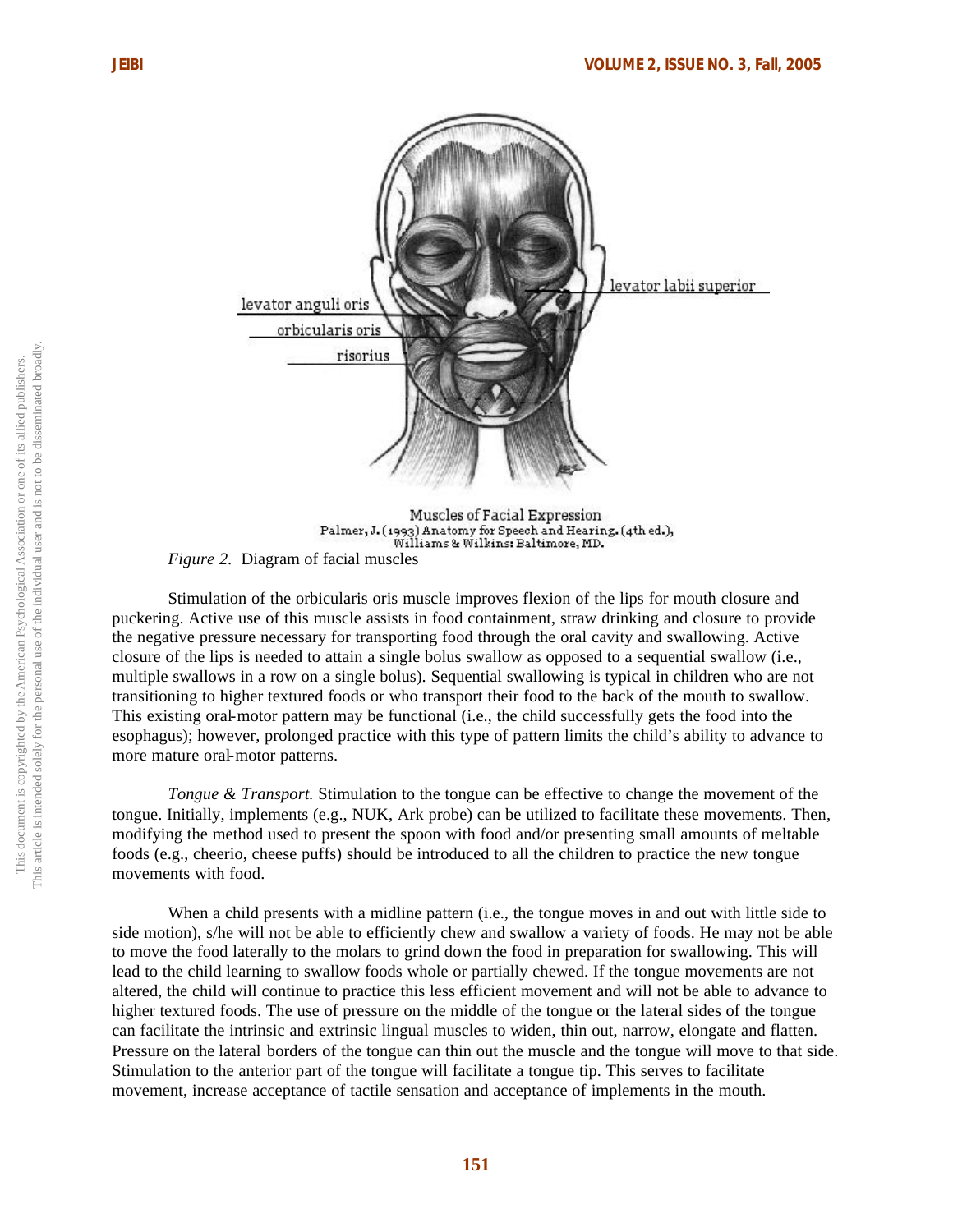Muscles of Facial Expression
Palmer, J. (1993) Anatomy for Speech and Hearing. (4th ed.), Williams & Wilkins: Baltimore, MD.

*Figure 2.* Diagram of facial muscles

Stimulation of the orbicularis oris muscle improves flexion of the lips for mouth closure and puckering. Active use of this muscle assists in food containment, straw drinking and closure to provide the negative pressure necessary for transporting food through the oral cavity and swallowing. Active closure of the lips is needed to attain a single bolus swallow as opposed to a sequential swallow (i.e., multiple swallows in a row on a single bolus). Sequential swallowing is typical in children who are not transitioning to higher textured foods or who transport their food to the back of the mouth to swallow. This existing oral-motor pattern may be functional (i.e., the child successfully gets the food into the esophagus); however, prolonged practice with this type of pattern limits the child's ability to advance to more mature oral-motor patterns.

*Tongue & Transport.* Stimulation to the tongue can be effective to change the movement of the tongue. Initially, implements (e.g., NUK, Ark probe) can be utilized to facilitate these movements. Then, modifying the method used to present the spoon with food and/or presenting small amounts of meltable foods (e.g., cheerio, cheese puffs) should be introduced to all the children to practice the new tongue movements with food.

When a child presents with a midline pattern (i.e., the tongue moves in and out with little side to side motion), s/he will not be able to efficiently chew and swallow a variety of foods. He may not be able to move the food laterally to the molars to grind down the food in preparation for swallowing. This will lead to the child learning to swallow foods whole or partially chewed. If the tongue movements are not altered, the child will continue to practice this less efficient movement and will not be able to advance to higher textured foods. The use of pressure on the middle of the tongue or the lateral sides of the tongue can facilitate the intrinsic and extrinsic lingual muscles to widen, thin out, narrow, elongate and flatten. Pressure on the lateral borders of the tongue can thin out the muscle and the tongue will move to that side. Stimulation to the anterior part of the tongue will facilitate a tongue tip. This serves to facilitate movement, increase acceptance of tactile sensation and acceptance of implements in the mouth.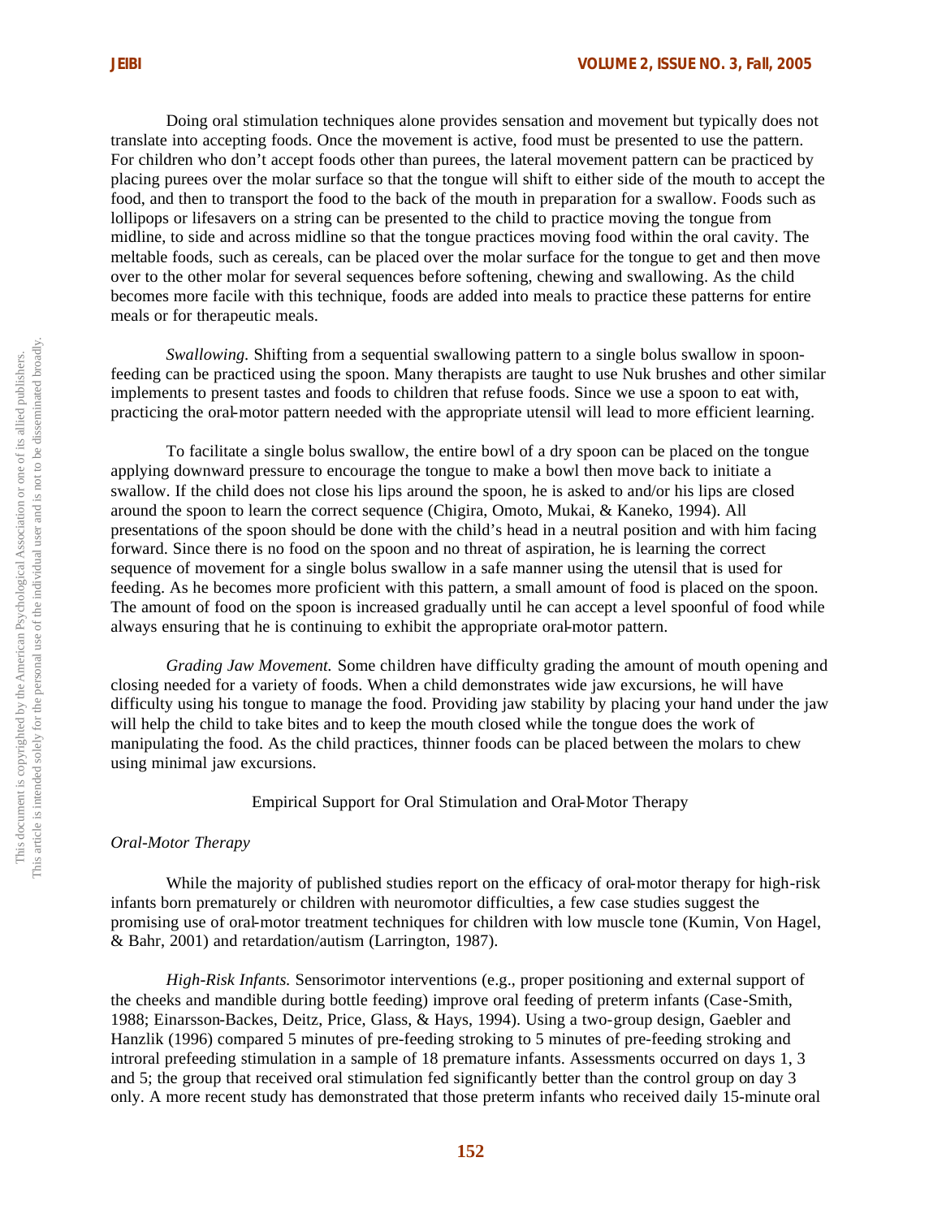Doing oral stimulation techniques alone provides sensation and movement but typically does not translate into accepting foods. Once the movement is active, food must be presented to use the pattern. For children who don't accept foods other than purees, the lateral movement pattern can be practiced by placing purees over the molar surface so that the tongue will shift to either side of the mouth to accept the food, and then to transport the food to the back of the mouth in preparation for a swallow. Foods such as lollipops or lifesavers on a string can be presented to the child to practice moving the tongue from midline, to side and across midline so that the tongue practices moving food within the oral cavity. The meltable foods, such as cereals, can be placed over the molar surface for the tongue to get and then move over to the other molar for several sequences before softening, chewing and swallowing. As the child becomes more facile with this technique, foods are added into meals to practice these patterns for entire meals or for therapeutic meals.

*Swallowing.* Shifting from a sequential swallowing pattern to a single bolus swallow in spoon-feeding can be practiced using the spoon. Many therapists are taught to use Nuk brushes and other similar implements to present tastes and foods to children that refuse foods. Since we use a spoon to eat with, practicing the oral-motor pattern needed with the appropriate utensil will lead to more efficient learning.

To facilitate a single bolus swallow, the entire bowl of a dry spoon can be placed on the tongue applying downward pressure to encourage the tongue to make a bowl then move back to initiate a swallow. If the child does not close his lips around the spoon, he is asked to and/or his lips are closed around the spoon to learn the correct sequence (Chigira, Omoto, Mukai, & Kaneko, 1994). All presentations of the spoon should be done with the child's head in a neutral position and with him facing forward. Since there is no food on the spoon and no threat of aspiration, he is learning the correct sequence of movement for a single bolus swallow in a safe manner using the utensil that is used for feeding. As he becomes more proficient with this pattern, a small amount of food is placed on the spoon. The amount of food on the spoon is increased gradually until he can accept a level spoonful of food while always ensuring that he is continuing to exhibit the appropriate oral-motor pattern.

*Grading Jaw Movement.* Some children have difficulty grading the amount of mouth opening and closing needed for a variety of foods. When a child demonstrates wide jaw excursions, he will have difficulty using his tongue to manage the food. Providing jaw stability by placing your hand under the jaw will help the child to take bites and to keep the mouth closed while the tongue does the work of manipulating the food. As the child practices, thinner foods can be placed between the molars to chew using minimal jaw excursions.

## Empirical Support for Oral Stimulation and Oral-Motor Therapy

### *Oral-Motor Therapy*

While the majority of published studies report on the efficacy of oral-motor therapy for high-risk infants born prematurely or children with neuromotor difficulties, a few case studies suggest the promising use of oral-motor treatment techniques for children with low muscle tone (Kumin, Von Hagel, & Bahr, 2001) and retardation/autism (Larrington, 1987).

*High-Risk Infants.* Sensorimotor interventions (e.g., proper positioning and external support of the cheeks and mandible during bottle feeding) improve oral feeding of preterm infants (Case-Smith, 1988; Einarsson-Backes, Deitz, Price, Glass, & Hays, 1994). Using a two-group design, Gaebler and Hanzlik (1996) compared 5 minutes of pre-feeding stroking to 5 minutes of pre-feeding stroking and introral prefeeding stimulation in a sample of 18 premature infants. Assessments occurred on days 1, 3 and 5; the group that received oral stimulation fed significantly better than the control group on day 3 only. A more recent study has demonstrated that those preterm infants who received daily 15-minute oral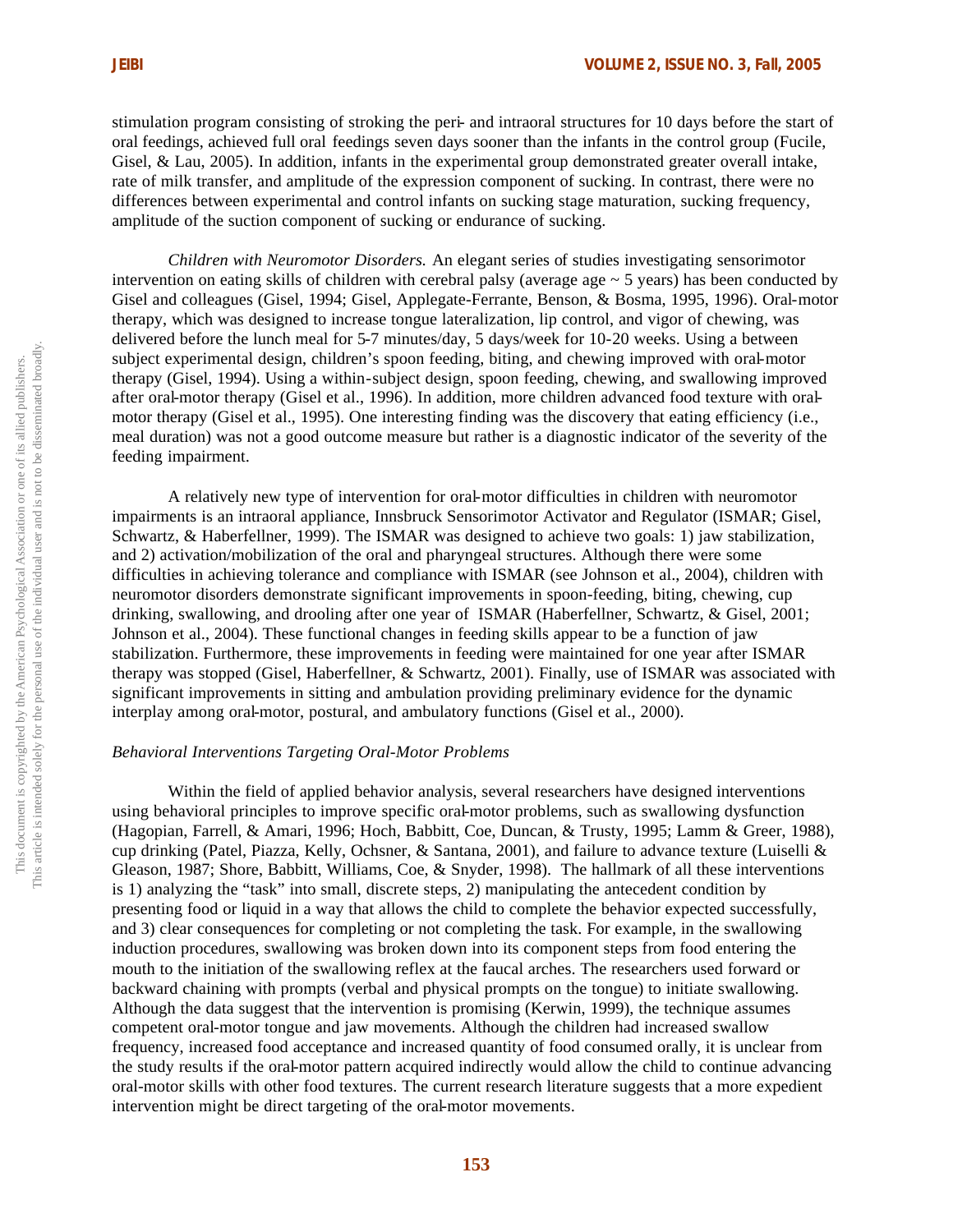stimulation program consisting of stroking the peri- and intraoral structures for 10 days before the start of oral feedings, achieved full oral feedings seven days sooner than the infants in the control group (Fucile, Gisel, & Lau, 2005). In addition, infants in the experimental group demonstrated greater overall intake, rate of milk transfer, and amplitude of the expression component of sucking. In contrast, there were no differences between experimental and control infants on sucking stage maturation, sucking frequency, amplitude of the suction component of sucking or endurance of sucking.

*Children with Neuromotor Disorders.* An elegant series of studies investigating sensorimotor intervention on eating skills of children with cerebral palsy (average age ~ 5 years) has been conducted by Gisel and colleagues (Gisel, 1994; Gisel, Applegate-Ferrante, Benson, & Bosma, 1995, 1996). Oral-motor therapy, which was designed to increase tongue lateralization, lip control, and vigor of chewing, was delivered before the lunch meal for 5-7 minutes/day, 5 days/week for 10-20 weeks. Using a between subject experimental design, children's spoon feeding, biting, and chewing improved with oral-motor therapy (Gisel, 1994). Using a within-subject design, spoon feeding, chewing, and swallowing improved after oral-motor therapy (Gisel et al., 1996). In addition, more children advanced food texture with oral-motor therapy (Gisel et al., 1995). One interesting finding was the discovery that eating efficiency (i.e., meal duration) was not a good outcome measure but rather is a diagnostic indicator of the severity of the feeding impairment.

A relatively new type of intervention for oral-motor difficulties in children with neuromotor impairments is an intraoral appliance, Innsbruck Sensorimotor Activator and Regulator (ISMAR; Gisel, Schwartz, & Haberfellner, 1999). The ISMAR was designed to achieve two goals: 1) jaw stabilization, and 2) activation/mobilization of the oral and pharyngeal structures. Although there were some difficulties in achieving tolerance and compliance with ISMAR (see Johnson et al., 2004), children with neuromotor disorders demonstrate significant improvements in spoon-feeding, biting, chewing, cup drinking, swallowing, and drooling after one year of ISMAR (Haberfellner, Schwartz, & Gisel, 2001; Johnson et al., 2004). These functional changes in feeding skills appear to be a function of jaw stabilization. Furthermore, these improvements in feeding were maintained for one year after ISMAR therapy was stopped (Gisel, Haberfellner, & Schwartz, 2001). Finally, use of ISMAR was associated with significant improvements in sitting and ambulation providing preliminary evidence for the dynamic interplay among oral-motor, postural, and ambulatory functions (Gisel et al., 2000).

*Behavioral Interventions Targeting Oral-Motor Problems*

Within the field of applied behavior analysis, several researchers have designed interventions using behavioral principles to improve specific oral-motor problems, such as swallowing dysfunction (Hagopian, Farrell, & Amari, 1996; Hoch, Babbitt, Coe, Duncan, & Trusty, 1995; Lamm & Greer, 1988), cup drinking (Patel, Piazza, Kelly, Ochsner, & Santana, 2001), and failure to advance texture (Luiselli & Gleason, 1987; Shore, Babbitt, Williams, Coe, & Snyder, 1998). The hallmark of all these interventions is 1) analyzing the "task" into small, discrete steps, 2) manipulating the antecedent condition by presenting food or liquid in a way that allows the child to complete the behavior expected successfully, and 3) clear consequences for completing or not completing the task. For example, in the swallowing induction procedures, swallowing was broken down into its component steps from food entering the mouth to the initiation of the swallowing reflex at the faucal arches. The researchers used forward or backward chaining with prompts (verbal and physical prompts on the tongue) to initiate swallowing. Although the data suggest that the intervention is promising (Kerwin, 1999), the technique assumes competent oral-motor tongue and jaw movements. Although the children had increased swallow frequency, increased food acceptance and increased quantity of food consumed orally, it is unclear from the study results if the oral-motor pattern acquired indirectly would allow the child to continue advancing oral-motor skills with other food textures. The current research literature suggests that a more expedient intervention might be direct targeting of the oral-motor movements.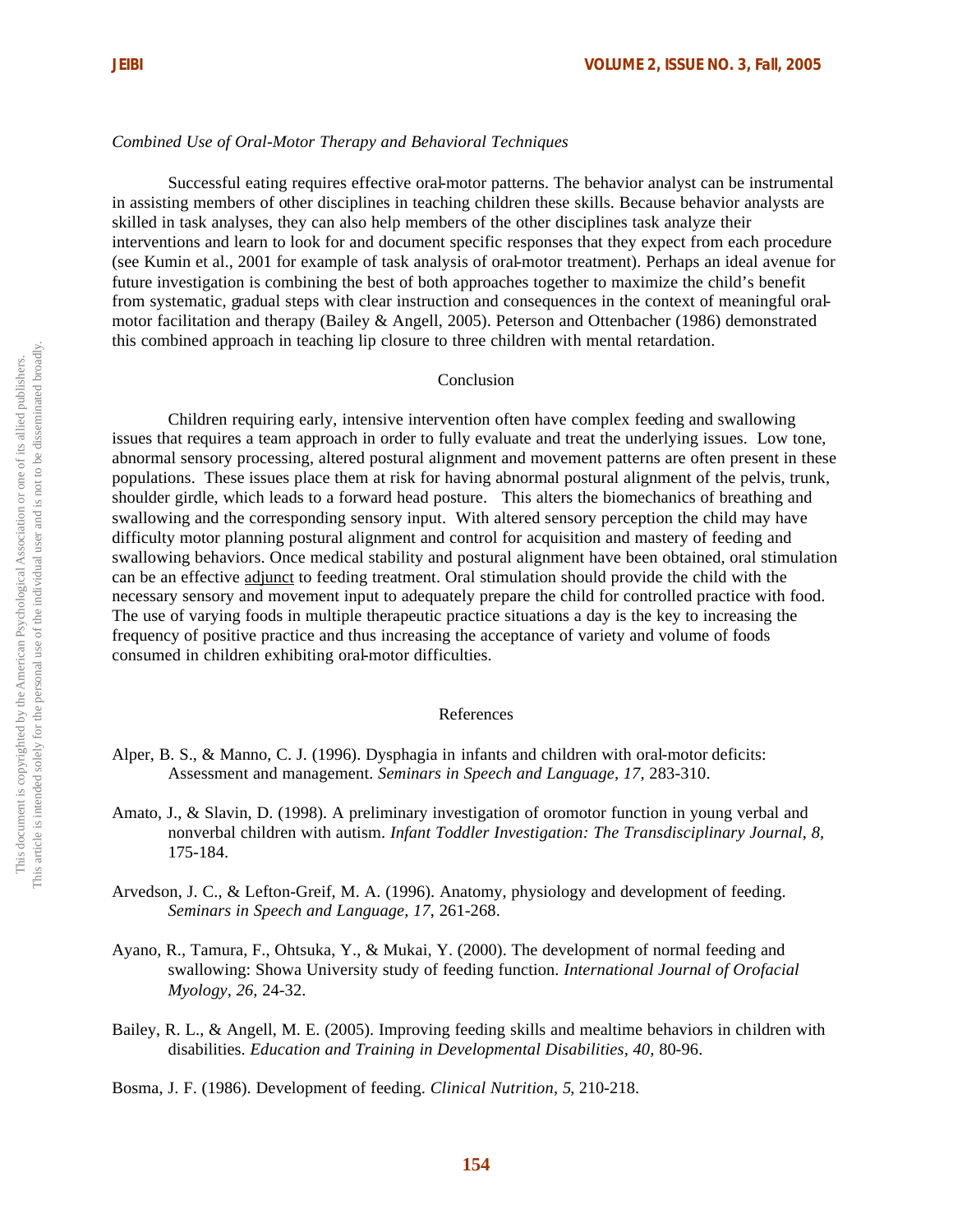*Combined Use of Oral-Motor Therapy and Behavioral Techniques*

Successful eating requires effective oral-motor patterns. The behavior analyst can be instrumental in assisting members of other disciplines in teaching children these skills. Because behavior analysts are skilled in task analyses, they can also help members of the other disciplines task analyze their interventions and learn to look for and document specific responses that they expect from each procedure (see Kumin et al., 2001 for example of task analysis of oral-motor treatment). Perhaps an ideal avenue for future investigation is combining the best of both approaches together to maximize the child's benefit from systematic, gradual steps with clear instruction and consequences in the context of meaningful oral-motor facilitation and therapy (Bailey & Angell, 2005). Peterson and Ottenbacher (1986) demonstrated this combined approach in teaching lip closure to three children with mental retardation.

## Conclusion

Children requiring early, intensive intervention often have complex feeding and swallowing issues that requires a team approach in order to fully evaluate and treat the underlying issues. Low tone, abnormal sensory processing, altered postural alignment and movement patterns are often present in these populations. These issues place them at risk for having abnormal postural alignment of the pelvis, trunk, shoulder girdle, which leads to a forward head posture. This alters the biomechanics of breathing and swallowing and the corresponding sensory input. With altered sensory perception the child may have difficulty motor planning postural alignment and control for acquisition and mastery of feeding and swallowing behaviors. Once medical stability and postural alignment have been obtained, oral stimulation can be an effective adjunct to feeding treatment. Oral stimulation should provide the child with the necessary sensory and movement input to adequately prepare the child for controlled practice with food. The use of varying foods in multiple therapeutic practice situations a day is the key to increasing the frequency of positive practice and thus increasing the acceptance of variety and volume of foods consumed in children exhibiting oral-motor difficulties.

## References

Alper, B. S., & Manno, C. J. (1996). Dysphagia in infants and children with oral-motor deficits: Assessment and management. *Seminars in Speech and Language, 17*, 283-310.

Amato, J., & Slavin, D. (1998). A preliminary investigation of oromotor function in young verbal and nonverbal children with autism. *Infant Toddler Investigation: The Transdisciplinary Journal, 8*, 175-184.

Arvedson, J. C., & Lefton-Greif, M. A. (1996). Anatomy, physiology and development of feeding. *Seminars in Speech and Language, 17*, 261-268.

Ayano, R., Tamura, F., Ohtsuka, Y., & Mukai, Y. (2000). The development of normal feeding and swallowing: Showa University study of feeding function. *International Journal of Orofacial Myology, 26*, 24-32.

Bailey, R. L., & Angell, M. E. (2005). Improving feeding skills and mealtime behaviors in children with disabilities. *Education and Training in Developmental Disabilities, 40,* 80-96.

Bosma, J. F. (1986). Development of feeding. *Clinical Nutrition, 5*, 210-218.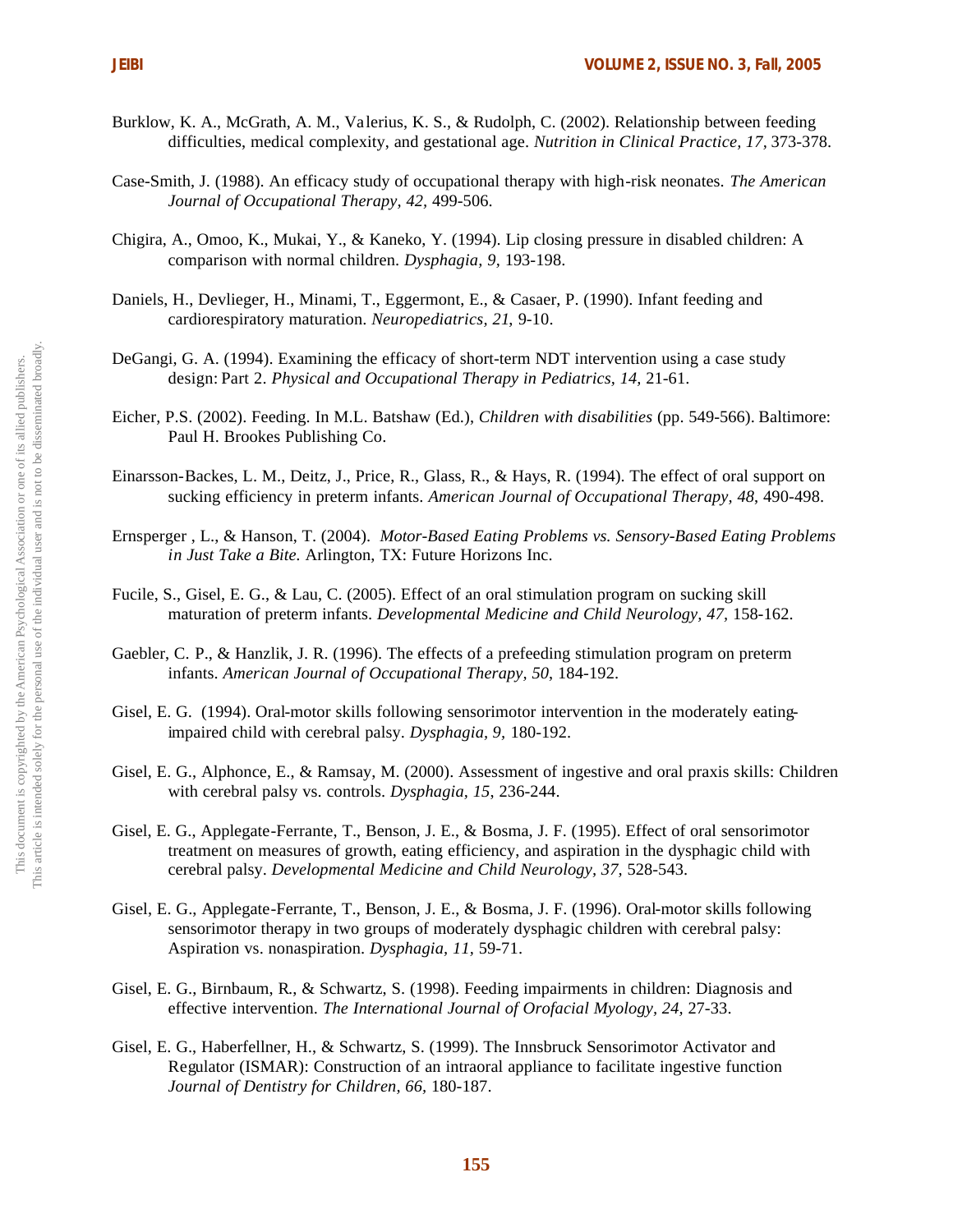Burklow, K. A., McGrath, A. M., Valerius, K. S., & Rudolph, C. (2002). Relationship between feeding difficulties, medical complexity, and gestational age. *Nutrition in Clinical Practice, 17*, 373-378.

Case-Smith, J. (1988). An efficacy study of occupational therapy with high-risk neonates. *The American Journal of Occupational Therapy, 42,* 499-506.

Chigira, A., Omoo, K., Mukai, Y., & Kaneko, Y. (1994). Lip closing pressure in disabled children: A comparison with normal children. *Dysphagia, 9,* 193-198.

Daniels, H., Devlieger, H., Minami, T., Eggermont, E., & Casaer, P. (1990). Infant feeding and cardiorespiratory maturation. *Neuropediatrics, 21,* 9-10.

DeGangi, G. A. (1994). Examining the efficacy of short-term NDT intervention using a case study design: Part 2. *Physical and Occupational Therapy in Pediatrics, 14,* 21-61.

Eicher, P.S. (2002). Feeding. In M.L. Batshaw (Ed.), *Children with disabilities* (pp. 549-566). Baltimore: Paul H. Brookes Publishing Co.

Einarsson-Backes, L. M., Deitz, J., Price, R., Glass, R., & Hays, R. (1994). The effect of oral support on sucking efficiency in preterm infants. *American Journal of Occupational Therapy, 48*, 490-498.

Ernsperger , L., & Hanson, T. (2004). *Motor-Based Eating Problems vs. Sensory-Based Eating Problems in Just Take a Bite.* Arlington, TX: Future Horizons Inc.

Fucile, S., Gisel, E. G., & Lau, C. (2005). Effect of an oral stimulation program on sucking skill maturation of preterm infants. *Developmental Medicine and Child Neurology, 47,* 158-162.

Gaebler, C. P., & Hanzlik, J. R. (1996). The effects of a prefeeding stimulation program on preterm infants. *American Journal of Occupational Therapy, 50*, 184-192.

Gisel, E. G. (1994). Oral-motor skills following sensorimotor intervention in the moderately eating-impaired child with cerebral palsy. *Dysphagia, 9,* 180-192.

Gisel, E. G., Alphonce, E., & Ramsay, M. (2000). Assessment of ingestive and oral praxis skills: Children with cerebral palsy vs. controls. *Dysphagia, 15*, 236-244.

Gisel, E. G., Applegate-Ferrante, T., Benson, J. E., & Bosma, J. F. (1995). Effect of oral sensorimotor treatment on measures of growth, eating efficiency, and aspiration in the dysphagic child with cerebral palsy. *Developmental Medicine and Child Neurology, 37,* 528-543.

Gisel, E. G., Applegate-Ferrante, T., Benson, J. E., & Bosma, J. F. (1996). Oral-motor skills following sensorimotor therapy in two groups of moderately dysphagic children with cerebral palsy: Aspiration vs. nonaspiration. *Dysphagia, 11,* 59-71.

Gisel, E. G., Birnbaum, R., & Schwartz, S. (1998). Feeding impairments in children: Diagnosis and effective intervention. *The International Journal of Orofacial Myology, 24,* 27-33.

Gisel, E. G., Haberfellner, H., & Schwartz, S. (1999). The Innsbruck Sensorimotor Activator and Regulator (ISMAR): Construction of an intraoral appliance to facilitate ingestive function *Journal of Dentistry for Children, 66*, 180-187.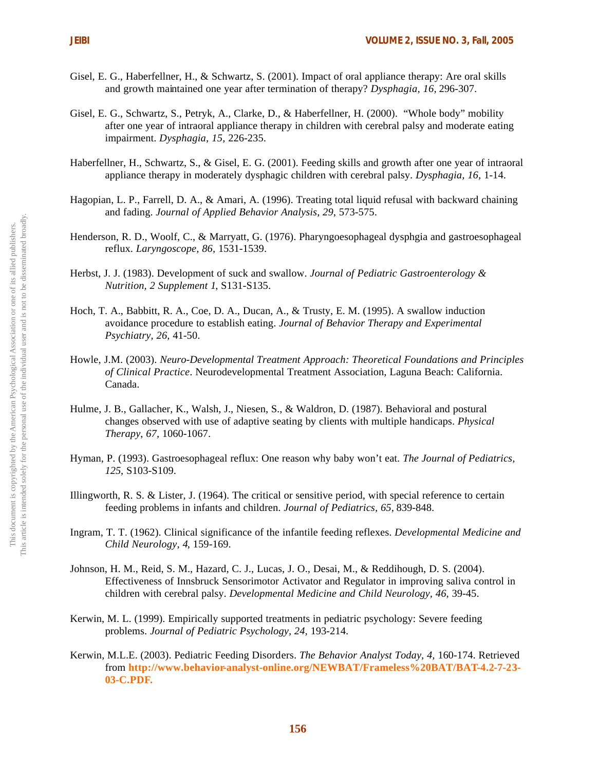Gisel, E. G., Haberfellner, H., & Schwartz, S. (2001). Impact of oral appliance therapy: Are oral skills and growth maintained one year after termination of therapy? *Dysphagia, 16*, 296-307.

Gisel, E. G., Schwartz, S., Petryk, A., Clarke, D., & Haberfellner, H. (2000). "Whole body" mobility after one year of intraoral appliance therapy in children with cerebral palsy and moderate eating impairment. *Dysphagia, 15,* 226-235.

Haberfellner, H., Schwartz, S., & Gisel, E. G. (2001). Feeding skills and growth after one year of intraoral appliance therapy in moderately dysphagic children with cerebral palsy. *Dysphagia, 16,* 1-14.

Hagopian, L. P., Farrell, D. A., & Amari, A. (1996). Treating total liquid refusal with backward chaining and fading. *Journal of Applied Behavior Analysis, 29,* 573-575.

Henderson, R. D., Woolf, C., & Marryatt, G. (1976). Pharyngoesophageal dysphgia and gastroesophageal reflux. *Laryngoscope, 86,* 1531-1539.

Herbst, J. J. (1983). Development of suck and swallow. *Journal of Pediatric Gastroenterology & Nutrition, 2 Supplement 1,* S131-S135.

Hoch, T. A., Babbitt, R. A., Coe, D. A., Ducan, A., & Trusty, E. M. (1995). A swallow induction avoidance procedure to establish eating. *Journal of Behavior Therapy and Experimental Psychiatry, 26,* 41-50.

Howle, J.M. (2003). *Neuro-Developmental Treatment Approach: Theoretical Foundations and Principles of Clinical Practice*. Neurodevelopmental Treatment Association, Laguna Beach: California. Canada.

Hulme, J. B., Gallacher, K., Walsh, J., Niesen, S., & Waldron, D. (1987). Behavioral and postural changes observed with use of adaptive seating by clients with multiple handicaps. *Physical Therapy, 67,* 1060-1067.

Hyman, P. (1993). Gastroesophageal reflux: One reason why baby won't eat. *The Journal of Pediatrics, 125,* S103-S109.

Illingworth, R. S. & Lister, J. (1964). The critical or sensitive period, with special reference to certain feeding problems in infants and children. *Journal of Pediatrics, 65,* 839-848.

Ingram, T. T. (1962). Clinical significance of the infantile feeding reflexes. *Developmental Medicine and Child Neurology, 4,* 159-169.

Johnson, H. M., Reid, S. M., Hazard, C. J., Lucas, J. O., Desai, M., & Reddihough, D. S. (2004). Effectiveness of Innsbruck Sensorimotor Activator and Regulator in improving saliva control in children with cerebral palsy. *Developmental Medicine and Child Neurology, 46,* 39-45.

Kerwin, M. L. (1999). Empirically supported treatments in pediatric psychology: Severe feeding problems. *Journal of Pediatric Psychology, 24,* 193-214.

Kerwin, M.L.E. (2003). Pediatric Feeding Disorders. *The Behavior Analyst Today, 4,* 160-174. Retrieved from **http://www.behavior-analyst-online.org/NEWBAT/Frameless%20BAT/BAT-4.2-7-23-03-C.PDF.**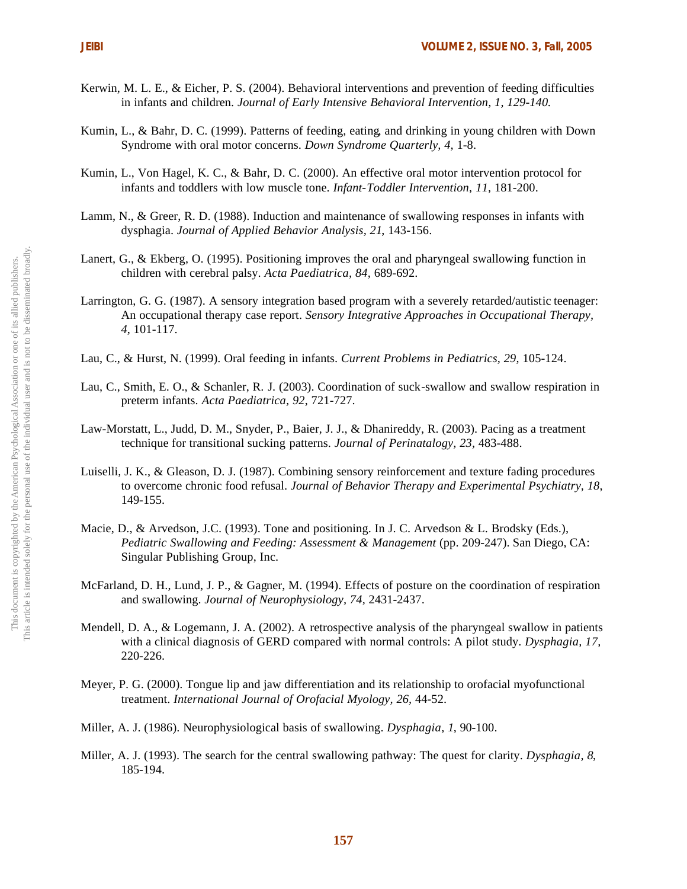Kerwin, M. L. E., & Eicher, P. S. (2004). Behavioral interventions and prevention of feeding difficulties in infants and children. *Journal of Early Intensive Behavioral Intervention, 1, 129-140.*

Kumin, L., & Bahr, D. C. (1999). Patterns of feeding, eating, and drinking in young children with Down Syndrome with oral motor concerns. *Down Syndrome Quarterly, 4,* 1-8.

Kumin, L., Von Hagel, K. C., & Bahr, D. C. (2000). An effective oral motor intervention protocol for infants and toddlers with low muscle tone. *Infant-Toddler Intervention*, *11*, 181-200.

Lamm, N., & Greer, R. D. (1988). Induction and maintenance of swallowing responses in infants with dysphagia. *Journal of Applied Behavior Analysis, 21*, 143-156.

Lanert, G., & Ekberg, O. (1995). Positioning improves the oral and pharyngeal swallowing function in children with cerebral palsy. *Acta Paediatrica, 84,* 689-692.

Larrington, G. G. (1987). A sensory integration based program with a severely retarded/autistic teenager: An occupational therapy case report. *Sensory Integrative Approaches in Occupational Therapy, 4*, 101-117.

Lau, C., & Hurst, N. (1999). Oral feeding in infants. *Current Problems in Pediatrics, 29*, 105-124.

Lau, C., Smith, E. O., & Schanler, R. J. (2003). Coordination of suck-swallow and swallow respiration in preterm infants. *Acta Paediatrica, 92*, 721-727.

Law-Morstatt, L., Judd, D. M., Snyder, P., Baier, J. J., & Dhanireddy, R. (2003). Pacing as a treatment technique for transitional sucking patterns. *Journal of Perinatalogy, 23*, 483-488.

Luiselli, J. K., & Gleason, D. J. (1987). Combining sensory reinforcement and texture fading procedures to overcome chronic food refusal. *Journal of Behavior Therapy and Experimental Psychiatry, 18*, 149-155.

Macie, D., & Arvedson, J.C. (1993). Tone and positioning. In J. C. Arvedson & L. Brodsky (Eds.), *Pediatric Swallowing and Feeding: Assessment & Management* (pp. 209-247). San Diego, CA: Singular Publishing Group, Inc.

McFarland, D. H., Lund, J. P., & Gagner, M. (1994). Effects of posture on the coordination of respiration and swallowing. *Journal of Neurophysiology, 74,* 2431-2437.

Mendell, D. A., & Logemann, J. A. (2002). A retrospective analysis of the pharyngeal swallow in patients with a clinical diagnosis of GERD compared with normal controls: A pilot study. *Dysphagia, 17*, 220-226.

Meyer, P. G. (2000). Tongue lip and jaw differentiation and its relationship to orofacial myofunctional treatment. *International Journal of Orofacial Myology, 26,* 44-52.

Miller, A. J. (1986). Neurophysiological basis of swallowing. *Dysphagia, 1*, 90-100.

Miller, A. J. (1993). The search for the central swallowing pathway: The quest for clarity. *Dysphagia, 8*, 185-194.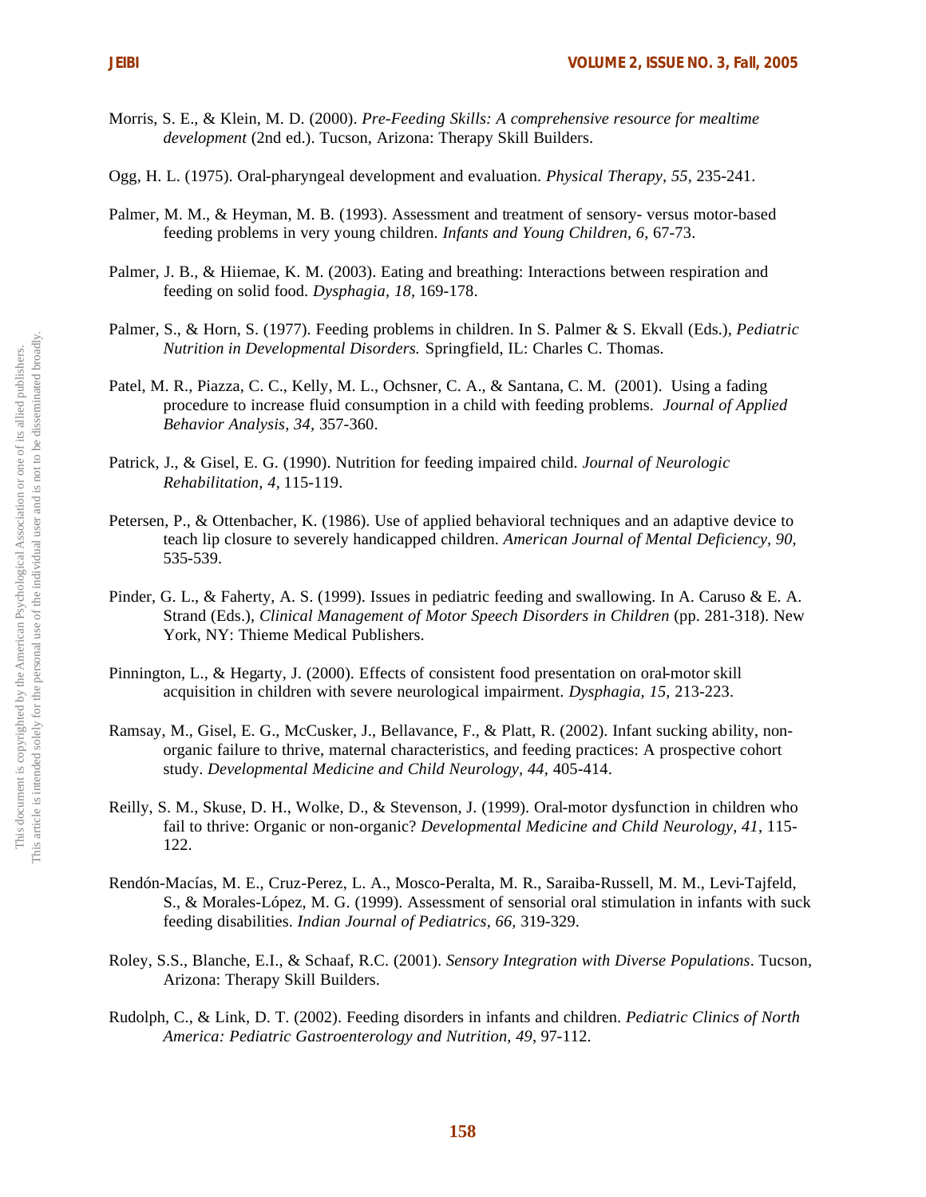Morris, S. E., & Klein, M. D. (2000). *Pre-Feeding Skills: A comprehensive resource for mealtime development* (2nd ed.). Tucson, Arizona: Therapy Skill Builders.

Ogg, H. L. (1975). Oral-pharyngeal development and evaluation. *Physical Therapy, 55*, 235-241.

Palmer, M. M., & Heyman, M. B. (1993). Assessment and treatment of sensory- versus motor-based feeding problems in very young children. *Infants and Young Children, 6*, 67-73.

Palmer, J. B., & Hiiemae, K. M. (2003). Eating and breathing: Interactions between respiration and feeding on solid food. *Dysphagia, 18*, 169-178.

Palmer, S., & Horn, S. (1977). Feeding problems in children. In S. Palmer & S. Ekvall (Eds.), *Pediatric Nutrition in Developmental Disorders.* Springfield, IL: Charles C. Thomas.

Patel, M. R., Piazza, C. C., Kelly, M. L., Ochsner, C. A., & Santana, C. M. (2001). Using a fading procedure to increase fluid consumption in a child with feeding problems. *Journal of Applied Behavior Analysis, 34*, 357-360.

Patrick, J., & Gisel, E. G. (1990). Nutrition for feeding impaired child. *Journal of Neurologic Rehabilitation, 4*, 115-119.

Petersen, P., & Ottenbacher, K. (1986). Use of applied behavioral techniques and an adaptive device to teach lip closure to severely handicapped children. *American Journal of Mental Deficiency, 90*, 535-539.

Pinder, G. L., & Faherty, A. S. (1999). Issues in pediatric feeding and swallowing. In A. Caruso & E. A. Strand (Eds.), *Clinical Management of Motor Speech Disorders in Children* (pp. 281-318). New York, NY: Thieme Medical Publishers.

Pinnington, L., & Hegarty, J. (2000). Effects of consistent food presentation on oral-motor skill acquisition in children with severe neurological impairment. *Dysphagia, 15*, 213-223.

Ramsay, M., Gisel, E. G., McCusker, J., Bellavance, F., & Platt, R. (2002). Infant sucking ability, non-organic failure to thrive, maternal characteristics, and feeding practices: A prospective cohort study. *Developmental Medicine and Child Neurology, 44*, 405-414.

Reilly, S. M., Skuse, D. H., Wolke, D., & Stevenson, J. (1999). Oral-motor dysfunction in children who fail to thrive: Organic or non-organic? *Developmental Medicine and Child Neurology, 41*, 115-122.

Rendón-Macías, M. E., Cruz-Perez, L. A., Mosco-Peralta, M. R., Saraiba-Russell, M. M., Levi-Tajfeld, S., & Morales-López, M. G. (1999). Assessment of sensorial oral stimulation in infants with suck feeding disabilities. *Indian Journal of Pediatrics, 66*, 319-329.

Roley, S.S., Blanche, E.I., & Schaaf, R.C. (2001). *Sensory Integration with Diverse Populations*. Tucson, Arizona: Therapy Skill Builders.

Rudolph, C., & Link, D. T. (2002). Feeding disorders in infants and children. *Pediatric Clinics of North America: Pediatric Gastroenterology and Nutrition, 49*, 97-112.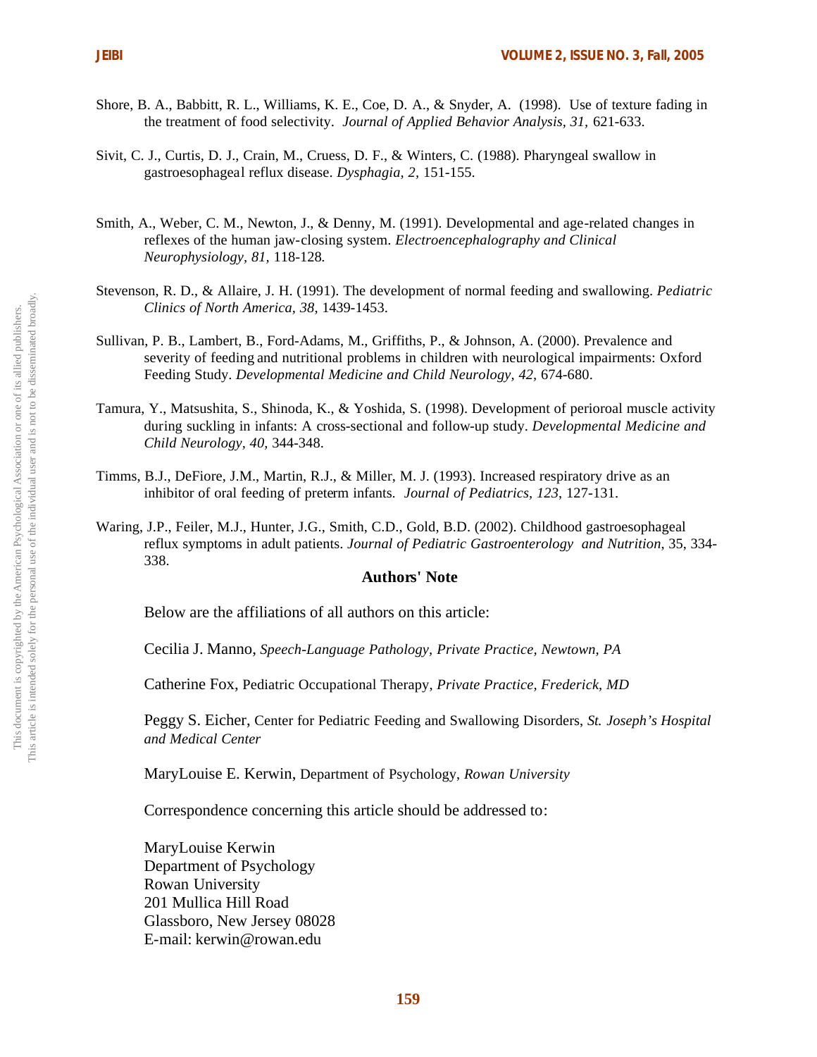Shore, B. A., Babbitt, R. L., Williams, K. E., Coe, D. A., & Snyder, A. (1998). Use of texture fading in the treatment of food selectivity. *Journal of Applied Behavior Analysis, 31,* 621-633.

Sivit, C. J., Curtis, D. J., Crain, M., Cruess, D. F., & Winters, C. (1988). Pharyngeal swallow in gastroesophageal reflux disease. *Dysphagia, 2,* 151-155.

Smith, A., Weber, C. M., Newton, J., & Denny, M. (1991). Developmental and age-related changes in reflexes of the human jaw-closing system. *Electroencephalography and Clinical Neurophysiology, 81*, 118-128.

Stevenson, R. D., & Allaire, J. H. (1991). The development of normal feeding and swallowing. *Pediatric Clinics of North America, 38*, 1439-1453.

Sullivan, P. B., Lambert, B., Ford-Adams, M., Griffiths, P., & Johnson, A. (2000). Prevalence and severity of feeding and nutritional problems in children with neurological impairments: Oxford Feeding Study. *Developmental Medicine and Child Neurology, 42*, 674-680.

Tamura, Y., Matsushita, S., Shinoda, K., & Yoshida, S. (1998). Development of perioroal muscle activity during suckling in infants: A cross-sectional and follow-up study. *Developmental Medicine and Child Neurology, 40,* 344-348.

Timms, B.J., DeFiore, J.M., Martin, R.J., & Miller, M. J. (1993). Increased respiratory drive as an inhibitor of oral feeding of preterm infants. *Journal of Pediatrics, 123*, 127-131.

Waring, J.P., Feiler, M.J., Hunter, J.G., Smith, C.D., Gold, B.D. (2002). Childhood gastroesophageal reflux symptoms in adult patients. *Journal of Pediatric Gastroenterology and Nutrition*, 35, 334-338.

**Authors' Note**

Below are the affiliations of all authors on this article:

Cecilia J. Manno, *Speech-Language Pathology, Private Practice, Newtown, PA*

Catherine Fox, Pediatric Occupational Therapy, *Private Practice, Frederick, MD*

Peggy S. Eicher, Center for Pediatric Feeding and Swallowing Disorders, *St. Joseph's Hospital and Medical Center*

MaryLouise E. Kerwin, Department of Psychology, *Rowan University*

Correspondence concerning this article should be addressed to:

MaryLouise Kerwin
Department of Psychology
Rowan University
201 Mullica Hill Road
Glassboro, New Jersey 08028
E-mail: kerwin@rowan.edu